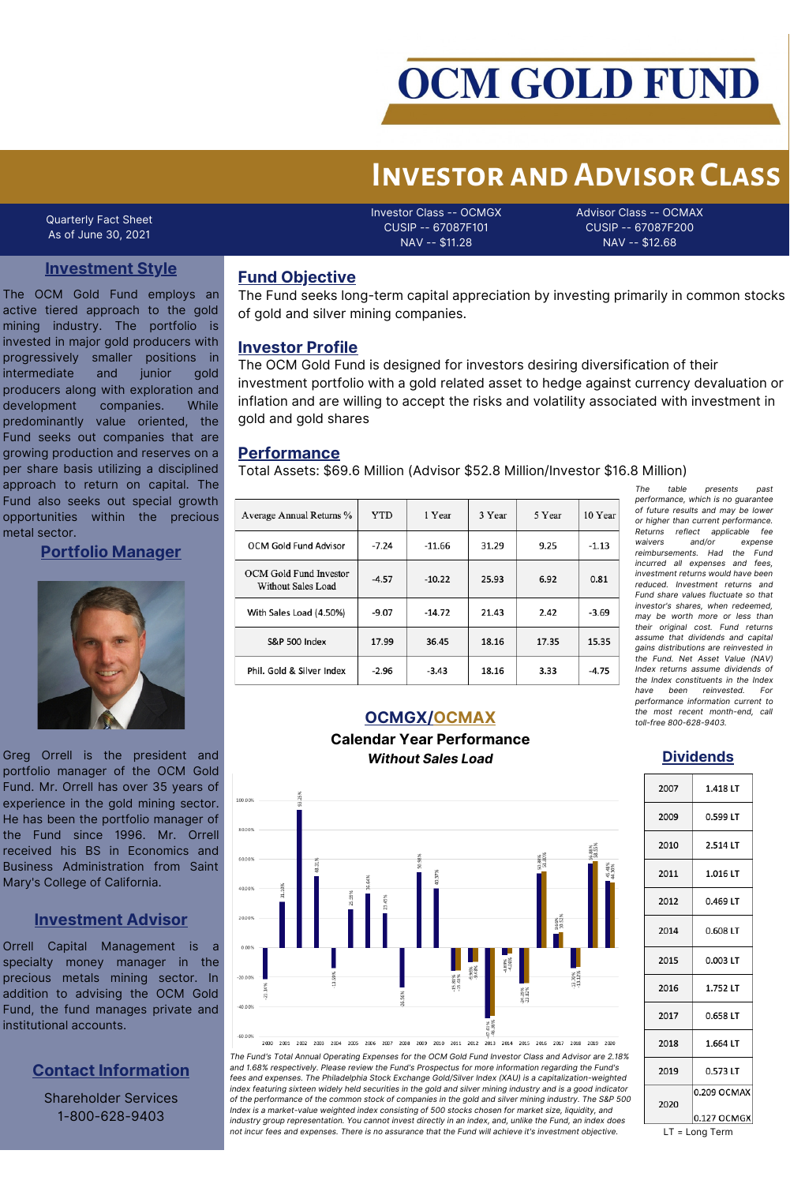# OCM GOLD FUND

## Investor and Advisor Class

Quarterly Fact Sheet
As of June 30, 2021

Investor Class -- OCMGX
CUSIP -- 67087F101
NAV -- $11.28

Advisor Class -- OCMAX
CUSIP -- 67087F200
NAV -- $12.68

### Investment Style

The OCM Gold Fund employs an active tiered approach to the gold mining industry. The portfolio is invested in major gold producers with progressively smaller positions in intermediate and junior gold producers along with exploration and development companies. While predominantly value oriented, the Fund seeks out companies that are growing production and reserves on a per share basis utilizing a disciplined approach to return on capital. The Fund also seeks out special growth opportunities within the precious metal sector.

### Portfolio Manager

Greg Orrell is the president and portfolio manager of the OCM Gold Fund. Mr. Orrell has over 35 years of experience in the gold mining sector. He has been the portfolio manager of the Fund since 1996. Mr. Orrell received his BS in Economics and Business Administration from Saint Mary's College of California.

### Investment Advisor

Orrell Capital Management is a specialty money manager in the precious metals mining sector. In addition to advising the OCM Gold Fund, the fund manages private and institutional accounts.

### Contact Information

Shareholder Services
1-800-628-9403

### Fund Objective

The Fund seeks long-term capital appreciation by investing primarily in common stocks of gold and silver mining companies.

### Investor Profile

The OCM Gold Fund is designed for investors desiring diversification of their investment portfolio with a gold related asset to hedge against currency devaluation or inflation and are willing to accept the risks and volatility associated with investment in gold and gold shares

### Performance

Total Assets: $69.6 Million (Advisor $52.8 Million/Investor $16.8 Million)

| Average Annual Returns % | YTD | 1 Year | 3 Year | 5 Year | 10 Year |
|---|---|---|---|---|---|
| OCM Gold Fund Advisor | -7.24 | -11.66 | 31.29 | 9.25 | -1.13 |
| OCM Gold Fund Investor Without Sales Load | -4.57 | -10.22 | 25.93 | 6.92 | 0.81 |
| With Sales Load (4.50%) | -9.07 | -14.72 | 21.43 | 2.42 | -3.69 |
| S&P 500 Index | 17.99 | 36.45 | 18.16 | 17.35 | 15.35 |
| Phil. Gold & Silver Index | -2.96 | -3.43 | 18.16 | 3.33 | -4.75 |

*The table presents past performance, which is no guarantee of future results and may be lower or higher than current performance. Returns reflect applicable fee waivers and/or expense reimbursements. Had the Fund incurred all expenses and fees, investment returns would have been reduced. Investment returns and Fund share values fluctuate so that investor's shares, when redeemed, may be worth more or less than their original cost. Fund returns assume that dividends and capital gains distributions are reinvested in the Fund. Net Asset Value (NAV) Index returns assume dividends of the Index constituents in the Index have been reinvested. For performance information current to the most recent month-end, call toll-free 800-628-9403.*

### OCMGX/OCMAX

**Calendar Year Performance**
***Without Sales Load***

| Year | OCMGX | OCMAX |
|---|---|---|
| 2000 | -21.16% | |
| 2001 | 31.08% | |
| 2002 | 93.25% | |
| 2003 | 48.31% | |
| 2004 | -13.09% | |
| 2005 | 25.59% | |
| 2006 | 36.64% | |
| 2007 | 23.45% | |
| 2008 | -26.56% | |
| 2009 | 50.98% | |
| 2010 | 40.57% | |
| 2011 | -15.81% | -15.03% |
| 2012 | -8.96% | -9.49% |
| 2013 | -47.61% | -46.86% |
| 2014 | -4.89% | -4.06% |
| 2015 | -24.45% | -23.82% |
| 2016 | 50.88% | 51.86% |
| 2017 | 9.44% | 10.32% |
| 2018 | -13.30% | -13.12% |
| 2019 | 56.86% | 58.32% |
| 2020 | 45.46% | 44.30% |

*The Fund's Total Annual Operating Expenses for the OCM Gold Fund Investor Class and Advisor are 2.18% and 1.68% respectively. Please review the Fund's Prospectus for more information regarding the Fund's fees and expenses. The Philadelphia Stock Exchange Gold/Silver Index (XAU) is a capitalization-weighted index featuring sixteen widely held securities in the gold and silver mining industry and is a good indicator of the performance of the common stock of companies in the gold and silver mining industry. The S&P 500 Index is a market-value weighted index consisting of 500 stocks chosen for market size, liquidity, and industry group representation. You cannot invest directly in an index, and, unlike the Fund, an index does not incur fees and expenses. There is no assurance that the Fund will achieve it's investment objective.*

### Dividends

| Year | Dividend |
|---|---|
| 2007 | 1.418 LT |
| 2009 | 0.599 LT |
| 2010 | 2.514 LT |
| 2011 | 1.016 LT |
| 2012 | 0.469 LT |
| 2014 | 0.608 LT |
| 2015 | 0.003 LT |
| 2016 | 1.752 LT |
| 2017 | 0.658 LT |
| 2018 | 1.664 LT |
| 2019 | 0.573 LT |
| 2020 | 0.209 OCMAX<br>0.127 OCMGX |

LT = Long Term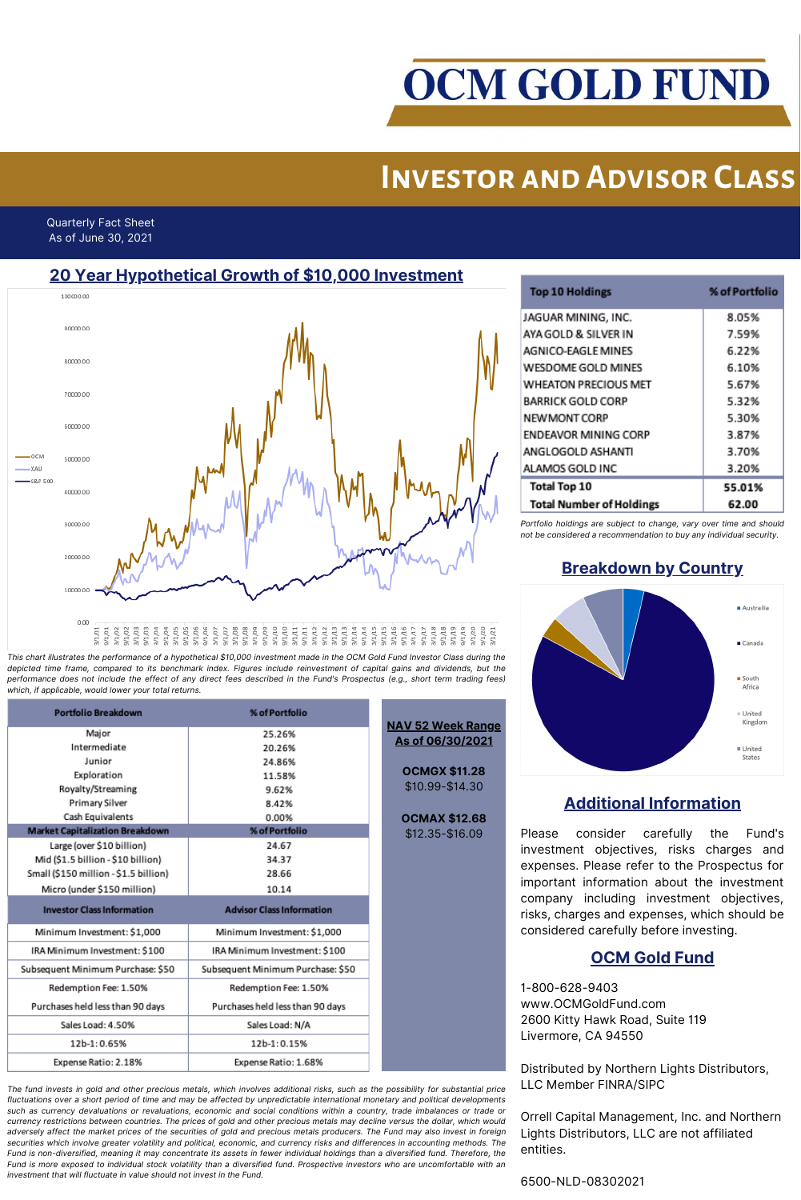# OCM GOLD FUND

## Investor and Advisor Class

Quarterly Fact Sheet
As of June 30, 2021

## 20 Year Hypothetical Growth of $10,000 Investment

100000.00
90000.00
80000.00
70000.00
60000.00
50000.00
40000.00
30000.00
20000.00
10000.00
0.00

OCM
XAU
S&P 500

*This chart illustrates the performance of a hypothetical $10,000 investment made in the OCM Gold Fund Investor Class during the depicted time frame, compared to its benchmark index. Figures include reinvestment of capital gains and dividends, but the performance does not include the effect of any direct fees described in the Fund's Prospectus (e.g., short term trading fees) which, if applicable, would lower your total returns.*

| Portfolio Breakdown | % of Portfolio |
|---|---|
| Major | 25.26% |
| Intermediate | 20.26% |
| Junior | 24.86% |
| Exploration | 11.58% |
| Royalty/Streaming | 9.62% |
| Primary Silver | 8.42% |
| Cash Equivalents | 0.00% |
| **Market Capitalization Breakdown** | **% of Portfolio** |
| Large (over $10 billion) | 24.67 |
| Mid ($1.5 billion - $10 billion) | 34.37 |
| Small ($150 million - $1.5 billion) | 28.66 |
| Micro (under $150 million) | 10.14 |

| Investor Class Information | Advisor Class Information |
|---|---|
| Minimum Investment: $1,000 | Minimum Investment: $1,000 |
| IRA Minimum Investment: $100 | IRA Minimum Investment: $100 |
| Subsequent Minimum Purchase: $50 | Subsequent Minimum Purchase: $50 |
| Redemption Fee: 1.50%<br>Purchases held less than 90 days | Redemption Fee: 1.50%<br>Purchases held less than 90 days |
| Sales Load: 4.50% | Sales Load: N/A |
| 12b-1: 0.65% | 12b-1: 0.15% |
| Expense Ratio: 2.18% | Expense Ratio: 1.68% |

### NAV 52 Week Range As of 06/30/2021

**OCMGX $11.28**
$10.99-$14.30

**OCMAX $12.68**
$12.35-$16.09

*The fund invests in gold and other precious metals, which involves additional risks, such as the possibility for substantial price fluctuations over a short period of time and may be affected by unpredictable international monetary and political developments such as currency devaluations or revaluations, economic and social conditions within a country, trade imbalances or trade or currency restrictions between countries. The prices of gold and other precious metals may decline versus the dollar, which would adversely affect the market prices of the securities of gold and precious metals producers. The Fund may also invest in foreign securities which involve greater volatility and political, economic, and currency risks and differences in accounting methods. The Fund is non-diversified, meaning it may concentrate its assets in fewer individual holdings than a diversified fund. Therefore, the Fund is more exposed to individual stock volatility than a diversified fund. Prospective investors who are uncomfortable with an investment that will fluctuate in value should not invest in the Fund.*

| Top 10 Holdings | % of Portfolio |
|---|---|
| JAGUAR MINING, INC. | 8.05% |
| AYA GOLD & SILVER IN | 7.59% |
| AGNICO-EAGLE MINES | 6.22% |
| WESDOME GOLD MINES | 6.10% |
| WHEATON PRECIOUS MET | 5.67% |
| BARRICK GOLD CORP | 5.32% |
| NEWMONT CORP | 5.30% |
| ENDEAVOR MINING CORP | 3.87% |
| ANGLOGOLD ASHANTI | 3.70% |
| ALAMOS GOLD INC | 3.20% |
| **Total Top 10** | **55.01%** |
| **Total Number of Holdings** | **62.00** |

*Portfolio holdings are subject to change, vary over time and should not be considered a recommendation to buy any individual security.*

## Breakdown by Country

Australia
Canada
South Africa
United Kingdom
United States

## Additional Information

Please consider carefully the Fund's investment objectives, risks charges and expenses. Please refer to the Prospectus for important information about the investment company including investment objectives, risks, charges and expenses, which should be considered carefully before investing.

## OCM Gold Fund

1-800-628-9403
www.OCMGoldFund.com
2600 Kitty Hawk Road, Suite 119
Livermore, CA 94550

Distributed by Northern Lights Distributors, LLC Member FINRA/SIPC

Orrell Capital Management, Inc. and Northern Lights Distributors, LLC are not affiliated entities.

6500-NLD-08302021